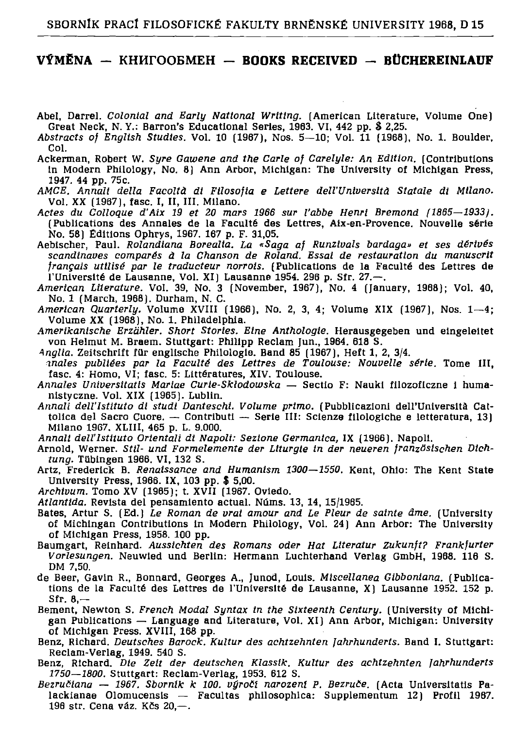## VÝMĚNA — КНИГООБМЕН — BOOKS RECEIVED — BÜCHEREINLAUF

Abel, Darrel. *Colonial and Early National Writing.* (American Literature, Volume One) Great Neck, N. Y.: Barron's Educational Series, 1963. VI, 442 pp. $ 2,25.

*Abstracts of English Studies.* Vol. 10 (1967), Nos. 5—10; Vol. 11 (1968), No. 1. Boulder, Col.

Ackerman, Robert W. *Syre Gawene and the Carle of Carelyle: An Edition.* (Contributions in Modern Philology, No. 8) Ann Arbor, Michigan: The University of Michigan Press, 1947. 44 pp. 75c.

*AMCE. Annali della Facoltà di Filosofia e Lettere dell'Università Statale di Milano.* Vol. XX (1967), fasc. I, II, III. Milano.

*Actes du Colloque d'Aix 19 et 20 mars 1966 sur l'abbe Henri Bremond (1865—1933).* (Publications des Annales de la Faculté des Lettres, Aix-en-Provence. Nouvelle série No. 58) Éditions Ophrys, 1967. 167 p. F. 31,05.

Aebischer, Paul. *Rolandiana Borealia. La «Saga af Runzivals bardaga» et ses dérivés scandinaves comparés à la Chanson de Roland. Essai de restauration du manuscrit français utilisé par le traducteur norrois.* (Publications de la Faculté des Lettres de l'Université de Lausanne, Vol. XI) Lausanne 1954. 296 p. Sfr. 27.—.

*American Literature.* Vol. 39, No. 3 (November, 1967), No. 4 (January, 1968); Vol. 40, No. 1 (March, 1968). Durham, N. C.

*American Quarterly.* Volume XVIII (1966), No. 2, 3, 4; Volume XIX (1967), Nos. 1—4; Volume XX (1968), No. 1. Philadelphia.

*Amerikanische Erzähler. Short Stories. Eine Anthologie.* Herausgegeben und eingeleitet von Helmut M. Braem. Stuttgart: Philipp Reclam Jun., 1964. 618 S.

*Anglia.* Zeitschrift für englische Philologie. Band 85 (1967), Heft 1, 2, 3/4.

*Annales publiées par la Faculté des Lettres de Toulouse: Nouvelle série.* Tome III, fasc. 4: Homo, VI; fasc. 5: Littératures, XIV. Toulouse.

*Annales Universitatis Mariae Curie-Skłodowska* — Sectio F: Nauki filozoficzne i humanistyczne. Vol. XIX (1965). Lublin.

*Annali dell'Istituto di studi Danteschi. Volume primo.* (Pubblicazioni dell'Università Cattolica del Sacro Cuore. — Contributi — Serie III: Scienze filologiche e letteratura, 13) Milano 1967. XLIII, 465 p. L. 9.000.

*Annali dell'Istituto Orientali di Napoli: Sezione Germanica,* IX (1966). Napoli.

Arnold, Werner. *Stil- und Formelemente der Liturgie in der neueren französischen Dichtung.* Tübingen 1966. VI, 132 S.

Artz, Frederick B. *Renaissance and Humanism 1300—1550.* Kent, Ohio: The Kent State University Press, 1966. IX, 103 pp. $ 5,00.

*Archivum.* Tomo XV (1965); t. XVII (1967. Oviedo.

*Atlantida.* Revista del pensamiento actual. Núms. 13, 14, 15/1965.

Bates, Artur S. (Ed.) *Le Roman de vrai amour and Le Pleur de sainte âme.* (University of Michingan Contributions in Modern Philology, Vol. 24) Ann Arbor: The University of Michigan Press, 1958. 100 pp.

Baumgart, Reinhard. *Aussichten des Romans oder Hat Literatur Zukunft? Frankfurter Vorlesungen.* Neuwied und Berlin: Hermann Luchterhand Verlag GmbH, 1968. 116 S. DM 7,50.

de Beer, Gavin R., Bonnard, Georges A., Junod, Louis. *Miscellanea Gibboniana.* (Publications de la Faculté des Lettres de l'Université de Lausanne, X) Lausanne 1952. 152 p. Sfr. 8,—

Bement, Newton S. *French Modal Syntax in the Sixteenth Century.* (University of Michigan Publications — Language and Literature, Vol. XI) Ann Arbor, Michigan: University of Michigan Press. XVIII, 168 pp.

Benz, Richard. *Deutsches Barock. Kultur des achtzehnten Jahrhunderts.* Band I. Stuttgart: Reclam-Verlag, 1949. 540 S.

Benz, Richard. *Die Zeit der deutschen Klassik. Kultur des achtzehnten Jahrhunderts 1750—1800.* Stuttgart: Reclam-Verlag, 1953. 612 S.

*Bezručiana — 1967. Sborník k 100. výročí narození P. Bezruče.* (Acta Universitatis Palackianae Olomucensis — Facultas philosophica: Supplementum 12) Profil 1967. 198 str. Cena váz. Kčs 20,—.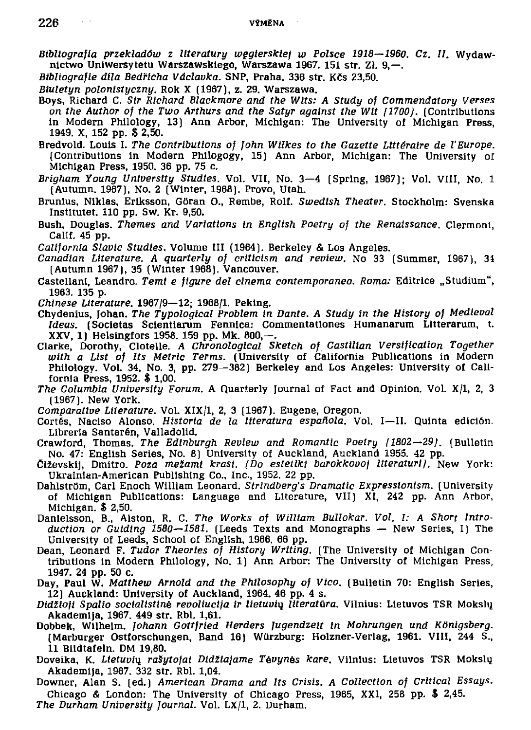*Bibliografia przekładów z literatury węgierskiej w Polsce 1918—1960. Cz. II.* Wydawnictwo Uniwersytetu Warszawskiego, Warszawa 1967. 151 str. Zł. 9,—.

*Bibliografie díla Bedřicha Václavka.* SNP, Praha. 336 str. Kčs 23,50.

*Biuletyn polonistyczny.* Rok X (1967), z. 29. Warszawa.

Boys, Richard C. *Sir Richard Blackmore and the Wits: A Study of Commendatory Verses on the Author of the Two Arthurs and the Satyr against the Wit (1700).* (Contributions in Modern Philology, 13) Ann Arbor, Michigan: The University of Michigan Press, 1949. X, 152 pp. $ 2,50.

Bredvold. Louis I. *The Contributions of John Wilkes to the Gazette Littéraire de l'Europe.* (Contributions in Modern Philogogy, 15) Ann Arbor, Michigan: The University of Michigan Press, 1950. 36 pp. 75 c.

*Brigham Young University Studies.* Vol. VII, No. 3—4 (Spring, 1967); Vol. VIII, No. 1 (Autumn. 1967), No. 2 (Winter, 1968). Provo, Utah.

Brunius, Niklas, Eriksson, Göran O., Rembe, Rolf. *Swedish Theater.* Stockholm: Svenska Institutet. 110 pp. Sw. Kr. 9,50.

Bush, Douglas. *Themes and Variations in English Poetry of the Renaissance.* Clermont, Calif. 45 pp.

*California Slavic Studies.* Volume III (1964). Berkeley & Los Angeles.

*Canadian Literature. A quarterly of criticism and review.* No 33 (Summer, 1967), 34 (Autumn 1967), 35 (Winter 1968). Vancouver.

Castellani, Leandro. *Temi e figure del cinema contemporaneo. Roma:* Editrice „Studium", 1963. 135 p.

*Chinese Literature.* 1967/9—12; 1968/1. Peking.

Chydenius, Johan. *The Typological Problem in Dante. A Study in the History of Medieval Ideas.* (Societas Scientiarum Fennica: Commentationes Humanarum Litterarum, t. XXV, 1) Helsingfors 1958. 159 pp. Mk. 800,—.

Clarke, Dorothy, Clotelle. *A Chronological Sketch of Castilian Versification Together with a List of Its Metric Terms.* (University of California Publications in Modern Philology. Vol. 34, No. 3, pp. 279—382) Berkeley and Los Angeles: University of California Press, 1952. $ 1,00.

*The Columbia University Forum.* A Quarterly Journal of Fact and Opinion. Vol. X/1, 2, 3 (1967). New York.

*Comparative Literature.* Vol. XIX/1, 2, 3 (1967). Eugene, Oregon.

Cortés, Naciso Alonso. *Historia de la literatura española.* Vol. I—II. Quinta edición. Librería Santarén, Valladolid.

Crawford, Thomas. *The Edinburgh Review and Romantic Poetry (1802—29).* (Bulletin No. 47: English Series, No. 8) University of Auckland, Auckland 1955. 42 pp.

Čiževskij, Dmitro. *Poza mežami krasi. (Do estetiki barokkovoj literaturi).* New York: Ukrainian-American Publishing Co., Inc., 1952. 22 pp.

Dahlström, Carl Enoch William Leonard. *Strindberg's Dramatic Expressionism.* (University of Michigan Publications: Language and Literature, VII) XI, 242 pp. Ann Arbor, Michigan. $ 2,50.

Danielsson, B., Alston, R. C. *The Works of William Bullokar. Vol. I: A Short Introduction or Guiding 1580—1581.* (Leeds Texts and Monographs — New Series, I) The University of Leeds, School of English, 1966. 66 pp.

Dean, Leonard F. *Tudor Theories of History Writing.* (The University of Michigan Contributions in Modern Philology, No. 1) Ann Arbor: The University of Michigan Press, 1947. 24 pp. 50 c.

Day, Paul W. *Matthew Arnold and the Philosophy of Vico.* (Bulletin 70: English Series, 12) Auckland: University of Auckland, 1964. 46 pp. 4 s.

*Didžioji Spalio socialistinė revoliucija ir lietuvių literatūra.* Vilnius: Lietuvos TSR Mokslų Akademija, 1967. 449 str. Rbl. 1,61.

Dobbek, Wilhelm. *Johann Gottfried Herders Jugendzeit in Mohrungen und Königsberg.* (Marburger Ostforschungen, Band 16) Würzburg: Holzner-Verlag, 1961. VIII, 244 S., 11 Bildtafeln. DM 19,80.

Doveika, K. *Lietuvių rašytojai Didžiajame Tėvynės kare.* Vilnius: Lietuvos TSR Mokslų Akademija, 1967. 332 str. Rbl. 1,04.

Downer, Alan S. (ed.) *American Drama and Its Crisis. A Collection of Critical Essays.* Chicago & London: The University of Chicago Press, 1965, XXI, 258 pp. $ 2,45.

*The Durham University Journal.* Vol. LX/1, 2. Durham.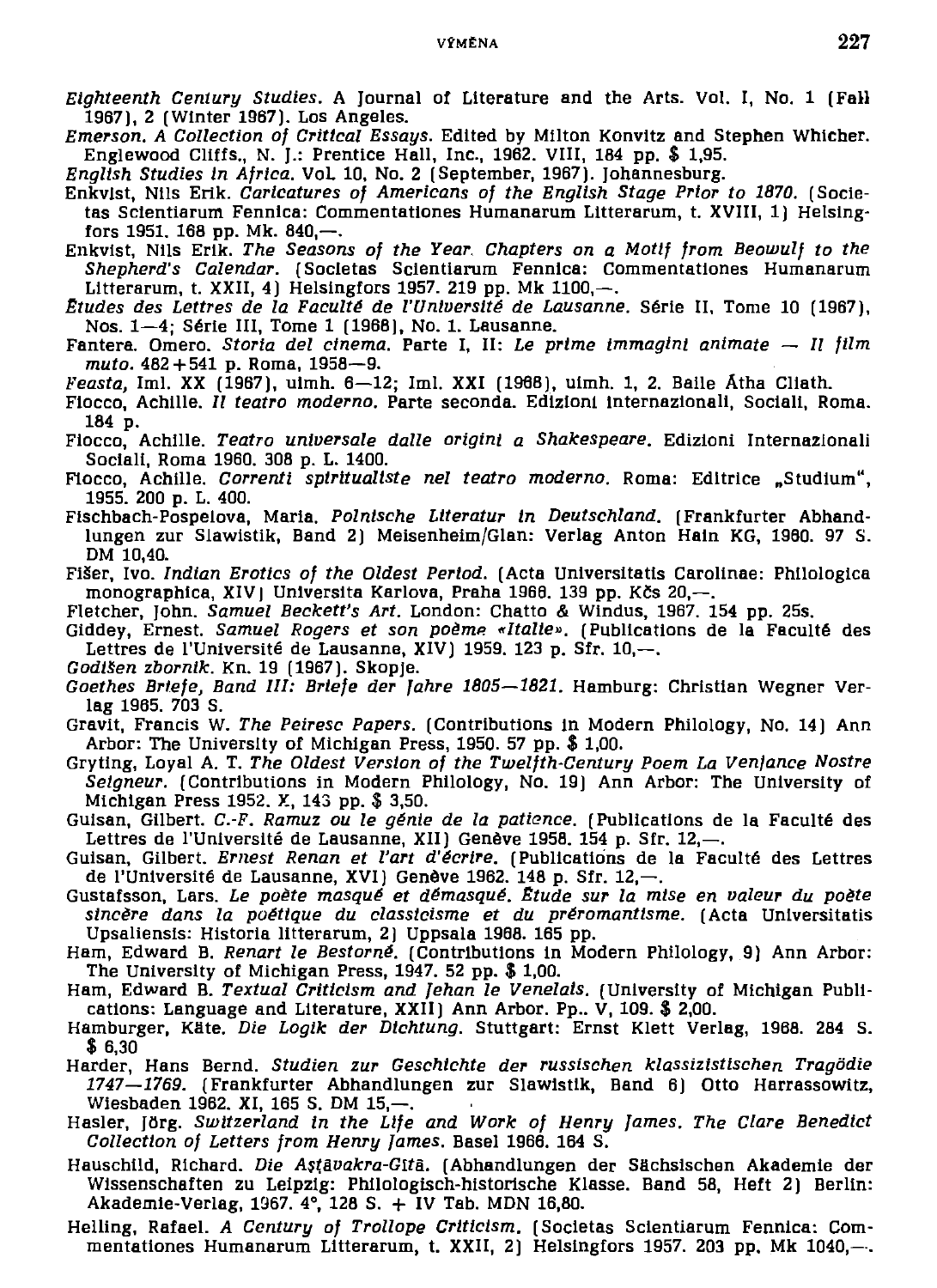*Eighteenth Century Studies.* A Journal of Literature and the Arts. Vol. I, No. 1 (Fall 1967), 2 (Winter 1967). Los Angeles.

*Emerson. A Collection of Critical Essays.* Edited by Milton Konvitz and Stephen Whicher. Englewood Cliffs., N. J.: Prentice Hall, Inc., 1962. VIII, 184 pp. $ 1,95.

*English Studies in Africa.* Vol. 10, No. 2 (September, 1967). Johannesburg.

Enkvist, Nils Erik. *Caricatures of Americans of the English Stage Prior to 1870.* (Societas Scientiarum Fennica: Commentationes Humanarum Litterarum, t. XVIII, 1) Helsingfors 1951. 168 pp. Mk. 840,—.

Enkvist, Nils Erik. *The Seasons of the Year. Chapters on a Motif from Beowulf to the Shepherd's Calendar.* (Societas Scientiarum Fennica: Commentationes Humanarum Litterarum, t. XXII, 4) Helsingfors 1957. 219 pp. Mk 1100,—.

*Études des Lettres de la Faculté de l'Université de Lausanne.* Série II, Tome 10 (1967), Nos. 1—4; Série III, Tome 1 (1968), No. 1. Lausanne.

Fantera. Omero. *Storia del cinema.* Parte I, II: *Le prime immagini animate — Il film muto.* 462 + 541 p. Roma, 1958—9.

*Feasta,* Iml. XX (1967), uimh. 6—12; Iml. XXI (1968), uimh. 1, 2. Baile Átha Cliath.

Flocco, Achille. *Il teatro moderno.* Parte seconda. Edizioni Internazionali, Sociali, Roma. 184 p.

Flocco, Achille. *Teatro universale dalle origini a Shakespeare.* Edizioni Internazionali Sociali, Roma 1960. 308 p. L. 1400.

Flocco, Achille. *Correnti spiritualiste nel teatro moderno.* Roma: Editrice „Studium", 1955. 200 p. L. 400.

Fischbach-Pospelova, Maria. *Polnische Literatur in Deutschland.* (Frankfurter Abhandlungen zur Slawistik, Band 2) Meisenheim/Glan: Verlag Anton Hain KG, 1960. 97 S. DM 10,40.

Fišer, Ivo. *Indian Erotics of the Oldest Period.* (Acta Universitatis Carolinae: Philologica monographica, XIV) Universita Karlova, Praha 1966. 139 pp. Kčs 20,—.

Fletcher, John. *Samuel Beckett's Art.* London: Chatto & Windus, 1967. 154 pp. 25s.

Giddey, Ernest. *Samuel Rogers et son poème «Italie».* (Publications de la Faculté des Lettres de l'Université de Lausanne, XIV) 1959. 123 p. Sfr. 10,—.

*Godišen zbornik.* Kn. 19 (1967). Skopje.

*Goethes Briefe, Band III: Briefe der Jahre 1805—1821.* Hamburg: Christian Wegner Verlag 1965. 703 S.

Gravit, Francis W. *The Peiresc Papers.* (Contributions in Modern Philology, No. 14) Ann Arbor: The University of Michigan Press, 1950. 57 pp. $ 1,00.

Gryting, Loyal A. T. *The Oldest Version of the Twelfth-Century Poem La Venjance Nostre Seigneur.* (Contributions in Modern Philology, No. 19) Ann Arbor: The University of Michigan Press 1952. X, 143 pp. $ 3,50.

Guisan, Gilbert. *C.-F. Ramuz ou le génie de la patience.* (Publications de la Faculté des Lettres de l'Université de Lausanne, XII) Genève 1958. 154 p. Sfr. 12,—.

Guisan, Gilbert. *Ernest Renan et l'art d'écrire.* (Publications de la Faculté des Lettres de l'Université de Lausanne, XVI) Genève 1962. 148 p. Sfr. 12,—.

Gustafsson, Lars. *Le poète masqué et démasqué. Étude sur la mise en valeur du poète sincère dans la poétique du classicisme et du préromantisme.* (Acta Universitatis Upsaliensis: Historia litterarum, 2) Uppsala 1968. 165 pp.

Ham, Edward B. *Renart le Bestorné.* (Contributions in Modern Philology, 9) Ann Arbor: The University of Michigan Press, 1947. 52 pp. $ 1,00.

Ham, Edward B. *Textual Criticism and Jehan le Venelais.* (University of Michigan Publications: Language and Literature, XXII) Ann Arbor. Pp.. V, 109. $ 2,00.

Hamburger, Käte. *Die Logik der Dichtung.* Stuttgart: Ernst Klett Verlag, 1968. 284 S. $ 6,30

Harder, Hans Bernd. *Studien zur Geschichte der russischen klassizistischen Tragödie 1747—1769.* (Frankfurter Abhandlungen zur Slawistik, Band 6) Otto Harrassowitz, Wiesbaden 1962. XI, 165 S. DM 15,—.

Hasler, Jörg. *Switzerland in the Life and Work of Henry James. The Clare Benedict Collection of Letters from Henry James.* Basel 1966. 164 S.

Hauschild, Richard. *Die Aṣṭāvakra-Gītā.* (Abhandlungen der Sächsischen Akademie der Wissenschaften zu Leipzig: Philologisch-historische Klasse. Band 58, Heft 2) Berlin: Akademie-Verlag, 1967. 4°, 128 S. + IV Tab. MDN 16,80.

Helling, Rafael. *A Century of Trollope Criticism.* (Societas Scientiarum Fennica: Commentationes Humanarum Litterarum, t. XXII, 2) Helsingfors 1957. 203 pp. Mk 1040,—.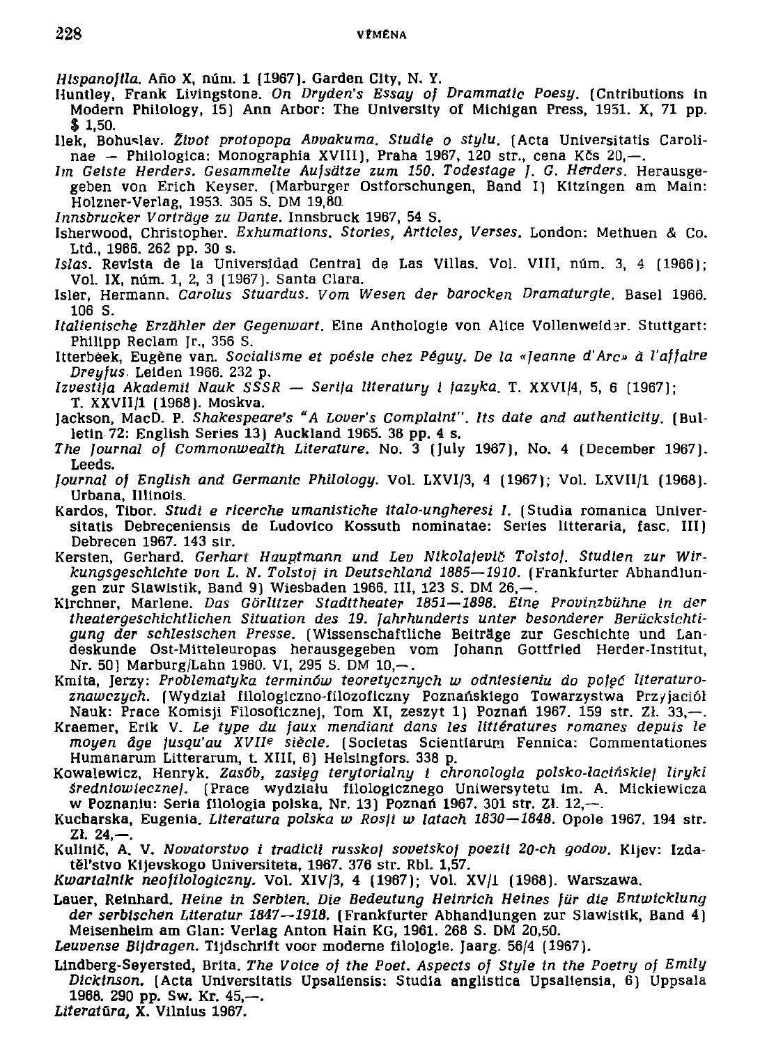*Hispanofila.* Año X, núm. 1 (1967). Garden City, N. Y.

Huntley, Frank Livingstone. *On Dryden's Essay of Drammatic Poesy.* (Cntributions in Modern Philology, 15) Ann Arbor: The University of Michigan Press, 1951. X, 71 pp. $ 1,50.

Ilek, Bohuslav. *Život protopopa Avvakuma. Studie o stylu.* (Acta Universitatis Carolinae — Philologica: Monographia XVIII), Praha 1967, 120 str., cena Kčs 20,—.

*Im Geiste Herders. Gesammelte Aufsätze zum 150. Todestage J. G. Herders.* Herausgegeben von Erich Keyser. (Marburger Ostforschungen, Band I) Kitzingen am Main: Holzner-Verlag, 1953. 305 S. DM 19,80.

*Innsbrucker Vorträge zu Dante.* Innsbruck 1967, 54 S.

Isherwood, Christopher. *Exhumations. Stories, Articles, Verses.* London: Methuen & Co. Ltd., 1966. 262 pp. 30 s.

*Islas.* Revista de la Universidad Central de Las Villas. Vol. VIII, núm. 3, 4 (1966); Vol. IX, núm. 1, 2, 3 (1967). Santa Clara.

Isler, Hermann. *Carolus Stuardus. Vom Wesen der barocken Dramaturgie.* Basel 1966. 106 S.

*Italienische Erzähler der Gegenwart.* Eine Anthologie von Alice Vollenweider. Stuttgart: Philipp Reclam Jr., 356 S.

Itterbeek, Eugène van. *Socialisme et poésie chez Péguy. De la «Jeanne d'Arc» à l'affaire Dreyfus.* Leiden 1966. 232 p.

*Izvestija Akademii Nauk SSSR — Serija literatury i jazyka.* T. XXVI/4, 5, 6 (1967); T. XXVII/1 (1968). Moskva.

Jackson, MacD. P. *Shakespeare's "A Lover's Complaint". Its date and authenticity.* (Bulletin 72: English Series 13) Auckland 1965. 38 pp. 4 s.

*The Journal of Commonwealth Literature.* No. 3 (July 1967), No. 4 (December 1967). Leeds.

*Journal of English and Germanic Philology.* Vol. LXVI/3, 4 (1967); Vol. LXVII/1 (1968). Urbana, Illinois.

Kardos, Tibor. *Studi e ricerche umanistiche italo-ungheresi I.* (Studia romanica Universitatis Debreceniensis de Ludovico Kossuth nominatae: Series litteraria, fasc. III) Debrecen 1967. 143 str.

Kersten, Gerhard. *Gerhart Hauptmann und Lev Nikolajevič Tolstoj. Studien zur Wirkungsgeschichte von L. N. Tolstoj in Deutschland 1885—1910.* (Frankfurter Abhandlungen zur Slawistik, Band 9) Wiesbaden 1966. III, 123 S. DM 26,—.

Kirchner, Marlene. *Das Görlitzer Stadttheater 1851—1898. Eine Provinzbühne in der theatergeschichtlichen Situation des 19. Jahrhunderts unter besonderer Berücksichtigung der schlesischen Presse.* (Wissenschaftliche Beiträge zur Geschichte und Landeskunde Ost-Mitteleuropas herausgegeben vom Johann Gottfried Herder-Institut, Nr. 50) Marburg/Lahn 1960. VI, 295 S. DM 10,—.

Kmita, Jerzy: *Problematyka terminów teoretycznych w odniesieniu do pojęć literaturoznawczych.* (Wydział filologiczno-filozoficzny Poznańskiego Towarzystwa Przyjaciół Nauk: Prace Komisji Filosoficznej, Tom XI, zeszyt 1) Poznań 1967. 159 str. Zł. 33,—.

Kraemer, Erik V. *Le type du faux mendiant dans les littératures romanes depuis le moyen âge jusqu'au XVII[e] siècle.* (Societas Scientiarum Fennica: Commentationes Humanarum Litterarum, t. XIII, 6) Helsingfors. 338 p.

Kowalewicz, Henryk. *Zasób, zasięg terytorialny i chronologia polsko-łacińskiej liryki średniowiecznej.* (Prace wydziału filologicznego Uniwersytetu im. A. Mickiewicza w Poznaniu: Seria filologia polska, Nr. 13) Poznań 1967. 301 str. Zł. 12,—.

Kucharska, Eugenia. *Literatura polska w Rosji w latach 1830—1848.* Opole 1967. 194 str. Zł. 24,—.

Kulinič, A. V. *Novatorstvo i tradicii russkoj sovetskoj poezii 20-ch godov.* Kijev: Izdatěľstvo Kijevskogo Universiteta, 1967. 376 str. Rbl. 1,57.

*Kwartalnik neofilologiczny.* Vol. XIV/3, 4 (1967); Vol. XV/1 (1968). Warszawa.

Lauer, Reinhard. *Heine in Serbien. Die Bedeutung Heinrich Heines für die Entwicklung der serbischen Literatur 1847—1918.* (Frankfurter Abhandlungen zur Slawistik, Band 4) Meisenheim am Glan: Verlag Anton Hain KG, 1961. 268 S. DM 20,50.

*Leuvense Bijdragen.* Tijdschrift voor moderne filologie. Jaarg. 56/4 (1967).

Lindberg-Seyersted, Brita. *The Voice of the Poet. Aspects of Style in the Poetry of Emily Dickinson.* (Acta Universitatis Upsaliensis: Studia anglistica Upsaliensia, 6) Uppsala 1968. 290 pp. Sw. Kr. 45,—.

*Literatūra,* X. Vilnius 1967.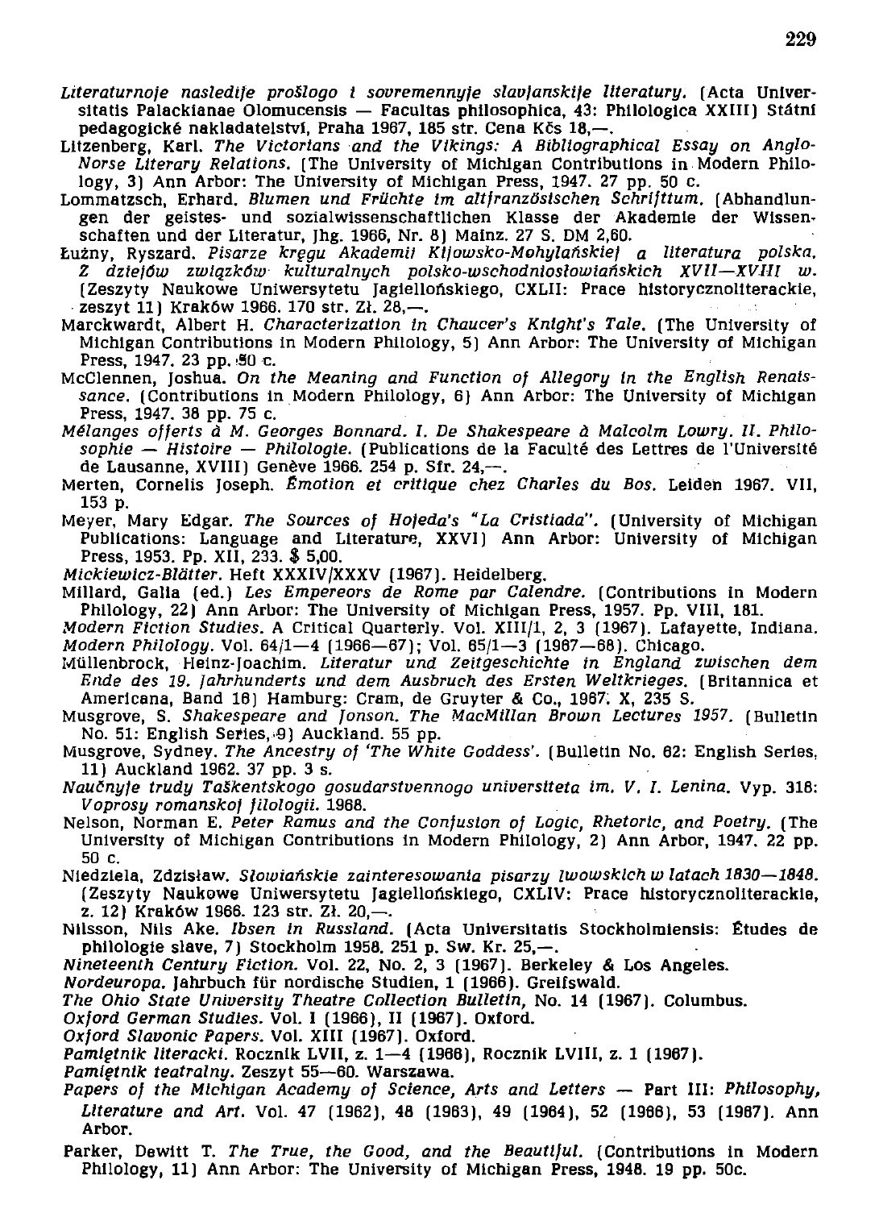*Literaturnoje nasledije prošlogo i sovremennyje slavjanskije literatury.* (Acta Universitatis Palackianae Olomucensis — Facultas philosophica, 43: Philologica XXIII) Státní pedagogické nakladatelství, Praha 1967, 185 str. Cena Kčs 18,—.

Litzenberg, Karl. *The Victorians and the Vikings: A Bibliographical Essay on Anglo-Norse Literary Relations.* (The University of Michigan Contributions in Modern Philology, 3) Ann Arbor: The University of Michigan Press, 1947. 27 pp. 50 c.

Lommatzsch, Erhard. *Blumen und Früchte im altfranzösischen Schrifttum.* (Abhandlungen der geistes- und sozialwissenschaftlichen Klasse der Akademie der Wissenschaften und der Literatur, Jhg. 1966, Nr. 8) Mainz. 27 S. DM 2,60.

Łużny, Ryszard. *Pisarze kręgu Akademii Kijowsko-Mohylańskiej a literatura polska. Z dziejów związków kulturalnych polsko-wschodniosłowiańskich XVII—XVIII w.* (Zeszyty Naukowe Uniwersytetu Jagiellońskiego, CXLII: Prace historycznoliterackie, zeszyt 11) Kraków 1966. 170 str. Zł. 28,—.

Marckwardt, Albert H. *Characterization in Chaucer's Knight's Tale.* (The University of Michigan Contributions in Modern Philology, 5) Ann Arbor: The University of Michigan Press, 1947. 23 pp. 50 c.

McClennen, Joshua. *On the Meaning and Function of Allegory in the English Renaissance.* (Contributions in Modern Philology, 6) Ann Arbor: The University of Michigan Press, 1947. 38 pp. 75 c.

*Mélanges offerts à M. Georges Bonnard. I. De Shakespeare à Malcolm Lowry. II. Philosophie — Histoire — Philologie.* (Publications de la Faculté des Lettres de l'Université de Lausanne, XVIII) Genève 1966. 254 p. Sfr. 24,—.

Merten, Cornelis Joseph. *Émotion et critique chez Charles du Bos.* Leiden 1967. VII, 153 p.

Meyer, Mary Edgar. *The Sources of Hojeda's "La Cristiada".* (University of Michigan Publications: Language and Literature, XXVI) Ann Arbor: University of Michigan Press, 1953. Pp. XII, 233. $ 5,00.

*Mickiewicz-Blätter.* Heft XXXIV/XXXV (1967). Heidelberg.

Millard, Galia (ed.) *Les Empereors de Rome par Calendre.* (Contributions in Modern Philology, 22) Ann Arbor: The University of Michigan Press, 1957. Pp. VIII, 181.

*Modern Fiction Studies.* A Critical Quarterly. Vol. XIII/1, 2, 3 (1967). Lafayette, Indiana.

*Modern Philology.* Vol. 64/1—4 (1966—67); Vol. 65/1—3 (1967—68). Chicago.

Müllenbrock, Heinz-Joachim. *Literatur und Zeitgeschichte in England zwischen dem Ende des 19. Jahrhunderts und dem Ausbruch des Ersten Weltkrieges.* (Britannica et Americana, Band 16) Hamburg: Cram, de Gruyter & Co., 1967. X, 235 S.

Musgrove, S. *Shakespeare and Jonson. The MacMillan Brown Lectures 1957.* (Bulletin No. 51: English Series, 9) Auckland. 55 pp.

Musgrove, Sydney. *The Ancestry of 'The White Goddess'.* (Bulletin No. 62: English Series, 11) Auckland 1962. 37 pp. 3 s.

*Naučnyje trudy Taškentskogo gosudarstvennogo universiteta im. V. I. Lenina.* Vyp. 316: *Voprosy romanskoj filologii.* 1968.

Nelson, Norman E. *Peter Ramus and the Confusion of Logic, Rhetoric, and Poetry.* (The University of Michigan Contributions in Modern Philology, 2) Ann Arbor, 1947. 22 pp. 50 c.

Niedziela, Zdzisław. *Słowiańskie zainteresowania pisarzy lwowskich w latach 1830—1848.* (Zeszyty Naukowe Uniwersytetu Jagiellońskiego, CXLIV: Prace historycznoliterackie, z. 12) Kraków 1966. 123 str. Zł. 20,—.

Nilsson, Nils Ake. *Ibsen in Russland.* (Acta Universitatis Stockholmiensis: Études de philologie slave, 7) Stockholm 1958. 251 p. Sw. Kr. 25,—.

*Nineteenth Century Fiction.* Vol. 22, No. 2, 3 (1967). Berkeley & Los Angeles.

*Nordeuropa.* Jahrbuch für nordische Studien, 1 (1966). Greifswald.

*The Ohio State University Theatre Collection Bulletin,* No. 14 (1967). Columbus.

*Oxford German Studies.* Vol. I (1966), II (1967). Oxford.

*Oxford Slavonic Papers.* Vol. XIII (1967). Oxford.

*Pamiętnik literacki.* Rocznik LVII, z. 1—4 (1966), Rocznik LVIII, z. 1 (1967).

*Pamiętnik teatralny.* Zeszyt 55—60. Warszawa.

*Papers of the Michigan Academy of Science, Arts and Letters* — Part III: *Philosophy, Literature and Art.* Vol. 47 (1962), 48 (1963), 49 (1964), 52 (1966), 53 (1967). Ann Arbor.

Parker, Dewitt T. *The True, the Good, and the Beautiful.* (Contributions in Modern Philology, 11) Ann Arbor: The University of Michigan Press, 1948. 19 pp. 50c.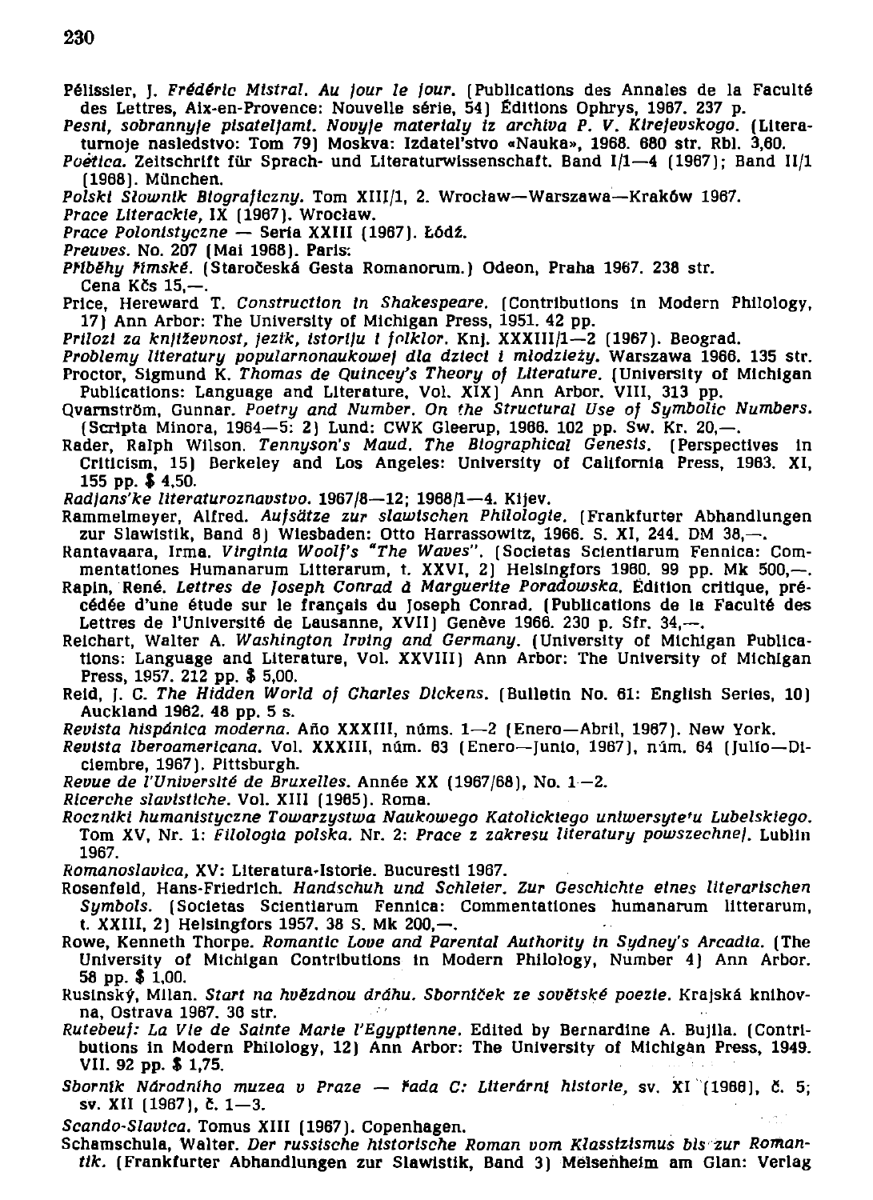Pélissier, J. *Frédéric Mistral. Au jour le jour.* (Publications des Annales de la Faculté des Lettres, Aix-en-Provence: Nouvelle série, 54) Éditions Ophrys, 1967. 237 p.

*Pesni, sobrannyje pisateljami. Novyje materialy iz archiva P. V. Kirejevskogo.* (Literaturnoje nasledstvo: Tom 79) Moskva: Izdatel'stvo «Nauka», 1968. 680 str. Rbl. 3,60.

*Poëtica.* Zeitschrift für Sprach- und Literaturwissenschaft. Band I/1—4 (1967); Band II/1 (1968). München.

*Polski Słownik Biograficzny.* Tom XIII/1, 2. Wrocław—Warszawa—Kraków 1967.

*Prace Literackie,* IX (1967). Wrocław.

*Prace Polonistyczne* — Seria XXIII (1967). Łódź.

*Preuves.* No. 207 (Mai 1968). Paris.

*Příběhy římské.* (Staročeská Gesta Romanorum.) Odeon, Praha 1967. 238 str. Cena Kčs 15,—.

Price, Hereward T. *Construction in Shakespeare.* (Contributions in Modern Philology, 17) Ann Arbor: The University of Michigan Press, 1951. 42 pp.

*Prilozi za književnost, jezik, istoriju i folklor.* Knj. XXXIII/1—2 (1967). Beograd.

*Problemy literatury popularnonaukowej dla dzieci i młodzieży.* Warszawa 1966. 135 str.

Proctor, Sigmund K. *Thomas de Quincey's Theory of Literature.* (University of Michigan Publications: Language and Literature, Vol. XIX) Ann Arbor. VIII, 313 pp.

Qvarnström, Gunnar. *Poetry and Number. On the Structural Use of Symbolic Numbers.* (Scripta Minora, 1964—5: 2) Lund: CWK Gleerup, 1966. 102 pp. Sw. Kr. 20,—.

Rader, Ralph Wilson. *Tennyson's Maud. The Biographical Genesis.* (Perspectives in Criticism, 15) Berkeley and Los Angeles: University of California Press, 1963. XI, 155 pp. $ 4,50.

*Radjans'ke literaturoznavstvo.* 1967/8—12; 1968/1—4. Kijev.

Rammelmeyer, Alfred. *Aufsätze zur slawischen Philologie.* (Frankfurter Abhandlungen zur Slawistik, Band 8) Wiesbaden: Otto Harrassowitz, 1966. S. XI, 244. DM 38,—.

Rantavaara, Irma. *Virginia Woolf's "The Waves".* (Societas Scientiarum Fennica: Commentationes Humanarum Litterarum, t. XXVI, 2) Helsingfors 1960. 99 pp. Mk 500,—.

Rapin, René. *Lettres de Joseph Conrad à Marguerite Poradowska.* Édition critique, précédée d'une étude sur le français du Joseph Conrad. (Publications de la Faculté des Lettres de l'Université de Lausanne, XVII) Genève 1966. 230 p. Sfr. 34,—.

Reichart, Walter A. *Washington Irving and Germany.* (University of Michigan Publications: Language and Literature, Vol. XXVIII) Ann Arbor: The University of Michigan Press, 1957. 212 pp. $ 5,00.

Reid, J. C. *The Hidden World of Charles Dickens.* (Bulletin No. 61: English Series, 10) Auckland 1962. 48 pp. 5 s.

*Revista hispánica moderna.* Año XXXIII, núms. 1—2 (Enero—Abril, 1967). New York.

*Revista iberoamericana.* Vol. XXXIII, núm. 63 (Enero—Junio, 1967), núm. 64 (Julio—Diciembre, 1967). Pittsburgh.

*Revue de l'Université de Bruxelles.* Année XX (1967/68), No. 1—2.

*Ricerche slavistiche.* Vol. XIII (1965). Roma.

*Roczniki humanistyczne Towarzystwa Naukowego Katolickiego uniwersyte'u Lubelskiego.* Tom XV, Nr. 1: *Filologia polska.* Nr. 2: *Prace z zakresu literatury powszechnej.* Lublin 1967.

*Romanoslavica,* XV: Literatura-Istorie. Bucuresti 1967.

Rosenfeld, Hans-Friedrich. *Handschuh und Schleier. Zur Geschichte eines literarischen Symbols.* (Societas Scientiarum Fennica: Commentationes humanarum litterarum, t. XXIII, 2) Helsingfors 1957. 38 S. Mk 200,—.

Rowe, Kenneth Thorpe. *Romantic Love and Parental Authority in Sydney's Arcadia.* (The University of Michigan Contributions in Modern Philology, Number 4) Ann Arbor. 58 pp. $ 1,00.

Rusinský, Milan. *Start na hvězdnou dráhu. Sborníček ze sovětské poezie.* Krajská knihovna, Ostrava 1967. 36 str.

*Rutebeuf: La Vie de Sainte Marie l'Egyptienne.* Edited by Bernardine A. Bujila. (Contributions in Modern Philology, 12) Ann Arbor: The University of Michigan Press, 1949. VII. 92 pp. $ 1,75.

*Sborník Národního muzea v Praze — řada C: Literární historie,* sv. XI (1966), č. 5; sv. XII (1967), č. 1—3.

*Scando-Slavica.* Tomus XIII (1967). Copenhagen.

Schamschula, Walter. *Der russische historische Roman vom Klassizismus bis zur Romantik.* (Frankfurter Abhandlungen zur Slawistik, Band 3) Meisenheim am Glan: Verlag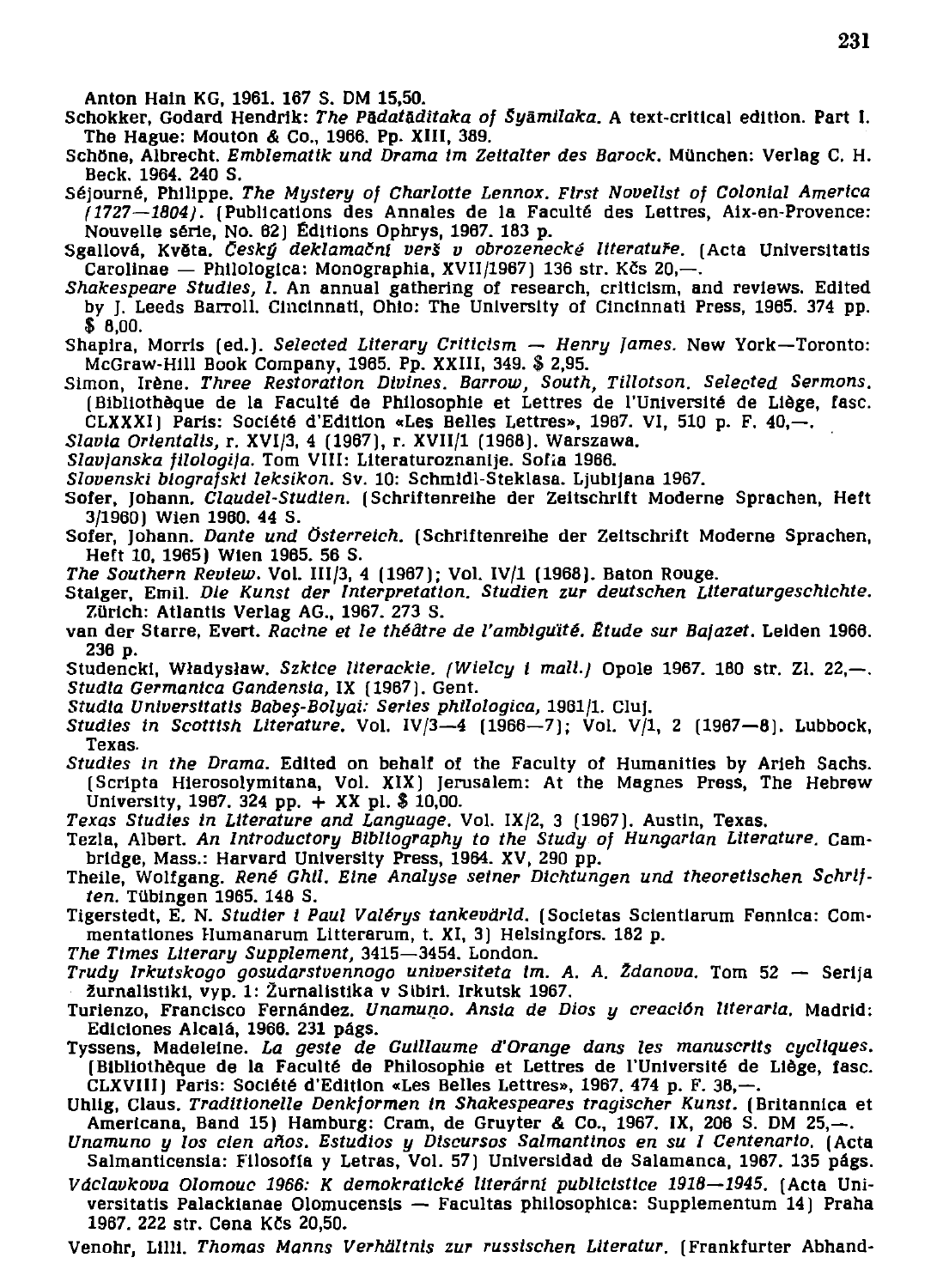Anton Hain KG, 1961. 167 S. DM 15,50.

Schokker, Godard Hendrik: *The Pādatāḍitaka of Śyāmilaka.* A text-critical edition. Part I. The Hague: Mouton & Co., 1966. Pp. XIII, 389.

Schöne, Albrecht. *Emblematik und Drama im Zeitalter des Barock.* München: Verlag C. H. Beck. 1964. 240 S.

Séjourné, Philippe. *The Mystery of Charlotte Lennox. First Novelist of Colonial America (1727—1804).* (Publications des Annales de la Faculté des Lettres, Aix-en-Provence: Nouvelle série, No. 62) Éditions Ophrys, 1967. 183 p.

Sgallová, Květa. *Český deklamační verš v obrozenecké literatuře.* (Acta Universitatis Carolinae — Philologica: Monographia, XVII/1967) 136 str. Kčs 20,—.

*Shakespeare Studies, I.* An annual gathering of research, criticism, and reviews. Edited by J. Leeds Barroll. Cincinnati, Ohio: The University of Cincinnati Press, 1965. 374 pp. $ 8,00.

Shapira, Morris (ed.). *Selected Literary Criticism — Henry James.* New York—Toronto: McGraw-Hill Book Company, 1965. Pp. XXIII, 349. $ 2,95.

Simon, Irène. *Three Restoration Divines. Barrow, South, Tillotson. Selected Sermons.* (Bibliothèque de la Faculté de Philosophie et Lettres de l'Université de Liège, fasc. CLXXXI) Paris: Société d'Edition «Les Belles Lettres», 1967. VI, 510 p. F. 40,—.

*Slavia Orientalis,* r. XVI/3, 4 (1967), r. XVII/1 (1968). Warszawa.

*Slavjanska filologija.* Tom VIII: Literaturoznanije. Sofia 1966.

*Slovenski biografski leksikon.* Sv. 10: Schmidl-Steklasa. Ljubljana 1967.

Sofer, Johann. *Claudel-Studien.* (Schriftenreihe der Zeitschrift Moderne Sprachen, Heft 3/1960) Wien 1960. 44 S.

Sofer, Johann. *Dante und Österreich.* (Schriftenreihe der Zeitschrift Moderne Sprachen, Heft 10, 1965) Wien 1965. 56 S.

*The Southern Review.* Vol. III/3, 4 (1967); Vol. IV/1 (1968). Baton Rouge.

Staiger, Emil. *Die Kunst der Interpretation. Studien zur deutschen Literaturgeschichte.* Zürich: Atlantis Verlag AG., 1967. 273 S.

van der Starre, Evert. *Racine et le théâtre de l'ambiguïté. Étude sur Bajazet.* Leiden 1966. 236 p.

Studencki, Władysław. *Szkice literackie. (Wielcy i mali.)* Opole 1967. 180 str. Zl. 22,—.

*Studia Germanica Gandensia,* IX (1967). Gent.

*Studia Universitatis Babeş-Bolyai: Series philologica,* 1961/1. Cluj.

*Studies in Scottish Literature.* Vol. IV/3—4 (1966—7); Vol. V/1, 2 (1967—8). Lubbock, Texas.

*Studies in the Drama.* Edited on behalf of the Faculty of Humanities by Arieh Sachs. (Scripta Hierosolymitana, Vol. XIX) Jerusalem: At the Magnes Press, The Hebrew University, 1967. 324 pp. + XX pl. $ 10,00.

*Texas Studies in Literature and Language.* Vol. IX/2, 3 (1967). Austin, Texas.

Tezla, Albert. *An Introductory Bibliography to the Study of Hungarian Literature.* Cambridge, Mass.: Harvard University Press, 1964. XV, 290 pp.

Theile, Wolfgang. *René Ghil. Eine Analyse seiner Dichtungen und theoretischen Schriften.* Tübingen 1965. 148 S.

Tigerstedt, E. N. *Studier i Paul Valérys tankevärld.* (Societas Scientiarum Fennica: Commentationes Humanarum Litterarum, t. XI, 3) Helsingfors. 182 p.

*The Times Literary Supplement,* 3415—3454. London.

*Trudy Irkutskogo gosudarstvennogo universiteta im. A. A. Ždanova.* Tom 52 — Serija žurnalistiki, vyp. 1: Žurnalistika v Sibiri. Irkutsk 1967.

Turienzo, Francisco Fernández. *Unamuno. Ansia de Dios y creación literaria.* Madrid: Ediciones Alcalá, 1966. 231 págs.

Tyssens, Madeleine. *La geste de Guillaume d'Orange dans les manuscrits cycliques.* (Bibliothèque de la Faculté de Philosophie et Lettres de l'Université de Liège, fasc. CLXVIII) Paris: Société d'Edition «Les Belles Lettres», 1967. 474 p. F. 38,—.

Uhlig, Claus. *Traditionelle Denkformen in Shakespeares tragischer Kunst.* (Britannica et Americana, Band 15) Hamburg: Cram, de Gruyter & Co., 1967. IX, 206 S. DM 25,—.

*Unamuno y los cien años. Estudios y Discursos Salmantinos en su I Centenario.* (Acta Salmanticensia: Filosofía y Letras, Vol. 57) Universidad de Salamanca, 1967. 135 págs.

*Václavkova Olomouc 1966: K demokratické literární publicistice 1918—1945.* (Acta Universitatis Palackianae Olomucensis — Facultas philosophica: Supplementum 14) Praha 1967. 222 str. Cena Kčs 20,50.

Venohr, Lilli. *Thomas Manns Verhältnis zur russischen Literatur.* (Frankfurter Abhand-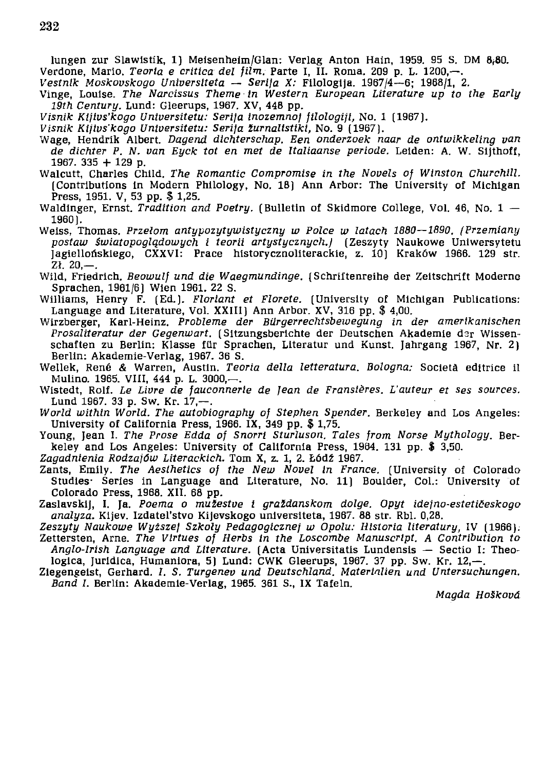lungen zur Slawistik, 1) Meisenheim/Glan: Verlag Anton Hain, 1959. 95 S. DM 8,80.

Verdone, Mario. *Teoria e critica del film.* Parte I, II. Roma. 209 p. L. 1200,—.

*Vestnik Moskovskogo Universiteta — Serija X:* Filologija. 1967/4—6; 1968/1, 2.

Vinge, Louise. *The Narcissus Theme in Western European Literature up to the Early 19th Century.* Lund: Gleerups, 1967. XV, 448 pp.

*Visnik Kijivs'kogo Universitetu: Serija inozemnoj filologiji,* No. 1 (1967).

*Visnik Kijivs'kogo Universitetu: Serija žurnalistiki,* No. 9 (1967).

Wage, Hendrik Albert. *Dagend dichterschap. Een onderzoek naar de ontwikkeling van de dichter P. N. van Eyck tot en met de Italiaanse periode.* Leiden: A. W. Sijthoff, 1967. 335 + 129 p.

Walcutt, Charles Child. *The Romantic Compromise in the Novels of Winston Churchill.* (Contributions in Modern Philology, No. 18) Ann Arbor: The University of Michigan Press, 1951. V, 53 pp. $ 1,25.

Waldinger, Ernst. *Tradition and Poetry.* (Bulletin of Skidmore College, Vol. 46, No. 1 — 1960).

Weiss, Thomas. *Przełom antypozytywistyczny w Polce w latach 1880—1890. (Przemiany postaw światopoglądowych i teorii artystycznych.)* (Zeszyty Naukowe Uniwersytetu Jagiellońskiego, CXXVI: Prace historycznoliterackie, z. 10) Kraków 1966. 129 str. Zł. 20,—.

Wild, Friedrich. *Beowulf und die Waegmundinge.* (Schriftenreihe der Zeitschrift Moderne Sprachen, 1961/6) Wien 1961. 22 S.

Williams, Henry F. (Ed.). *Floriant et Florete.* (University of Michigan Publications: Language and Literature, Vol. XXIII) Ann Arbor. XV, 316 pp. $ 4,00.

Wirzberger, Karl-Heinz. *Probleme der Bürgerrechtsbewegung in der amerikanischen Prosaliteratur der Gegenwart.* (Sitzungsberichte der Deutschen Akademie der Wissenschaften zu Berlin: Klasse für Sprachen, Literatur und Kunst. Jahrgang 1967, Nr. 2) Berlin: Akademie-Verlag, 1967. 36 S.

Wellek, René & Warren, Austin. *Teoria della letteratura. Bologna:* Società editrice il Mulino. 1965. VIII, 444 p. L. 3000,—.

Wistedt, Rolf. *Le Livre de fauconnerie de Jean de Fransières. L'auteur et ses sources.* Lund 1967. 33 p. Sw. Kr. 17,—.

*World within World. The autobiography of Stephen Spender.* Berkeley and Los Angeles: University of California Press, 1966. IX, 349 pp. $ 1,75.

Young, Jean I. *The Prose Edda of Snorri Sturluson. Tales from Norse Mythology.* Berkeley and Los Angeles: University of California Press, 1964. 131 pp. $ 3,50.

*Zagadnienia Rodzajów Literackich.* Tom X, z. 1, 2. Łódź 1967.

Zants, Emily. *The Aesthetics of the New Novel in France.* (University of Colorado Studies· Series in Language and Literature, No. 11) Boulder, Col.: University of Colorado Press, 1968. XII. 68 pp.

Zaslavskij, I. Ja. *Poema o mužestve i graždanskom dolge. Opyt idejno-estetičeskogo analyza.* Kijev. Izdatel'stvo Kijevskogo universiteta, 1967. 88 str. Rbl. 0,28.

*Zeszyty Naukowe Wyższej Szkoły Pedagogicznej w Opolu: Historia literatury,* IV (1966).

Zettersten, Arne. *The Virtues of Herbs in the Loscombe Manuscript. A Contribution to Anglo-Irish Language and Literature.* (Acta Universitatis Lundensis — Sectio I: Theologica, Juridica, Humaniora, 5) Lund: CWK Gleerups, 1967. 37 pp. Sw. Kr. 12,—.

Ziegengeist, Gerhard. *I. S. Turgenev und Deutschland. Materialien und Untersuchungen. Band I.* Berlin: Akademie-Verlag, 1965. 361 S., IX Tafeln.

*Magda Hošková*